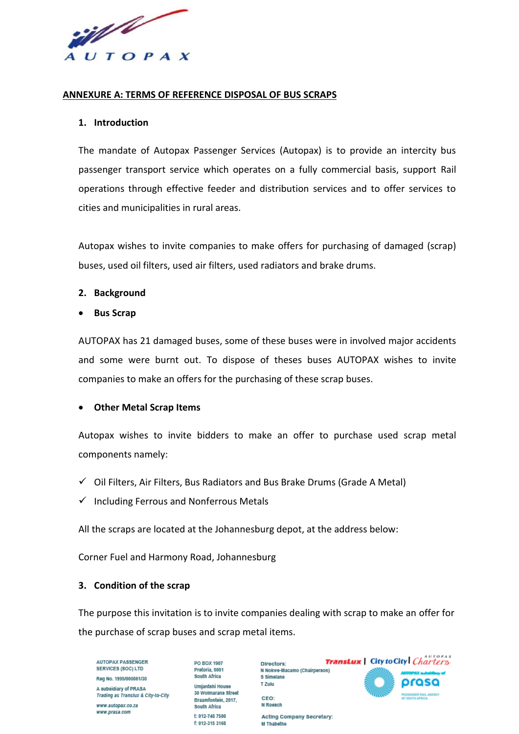**ANNEXURE A: TERMS OF REFERENCE DISPOSAL OF BUS SCRAPS**

## 1. Introduction

The mandate of Autopax Passenger Services (Autopax) is to provide an intercity bus passenger transport service which operates on a fully commercial basis, support Rail operations through effective feeder and distribution services and to offer services to cities and municipalities in rural areas.

Autopax wishes to invite companies to make offers for purchasing of damaged (scrap) buses, used oil filters, used air filters, used radiators and brake drums.

## 2. Background

- **Bus Scrap**

AUTOPAX has 21 damaged buses, some of these buses were in involved major accidents and some were burnt out. To dispose of theses buses AUTOPAX wishes to invite companies to make an offers for the purchasing of these scrap buses.

- **Other Metal Scrap Items**

Autopax wishes to invite bidders to make an offer to purchase used scrap metal components namely:

- ✓ Oil Filters, Air Filters, Bus Radiators and Bus Brake Drums (Grade A Metal)
- ✓ Including Ferrous and Nonferrous Metals

All the scraps are located at the Johannesburg depot, at the address below:

Corner Fuel and Harmony Road, Johannesburg

## 3. Condition of the scrap

The purpose this invitation is to invite companies dealing with scrap to make an offer for the purchase of scrap buses and scrap metal items.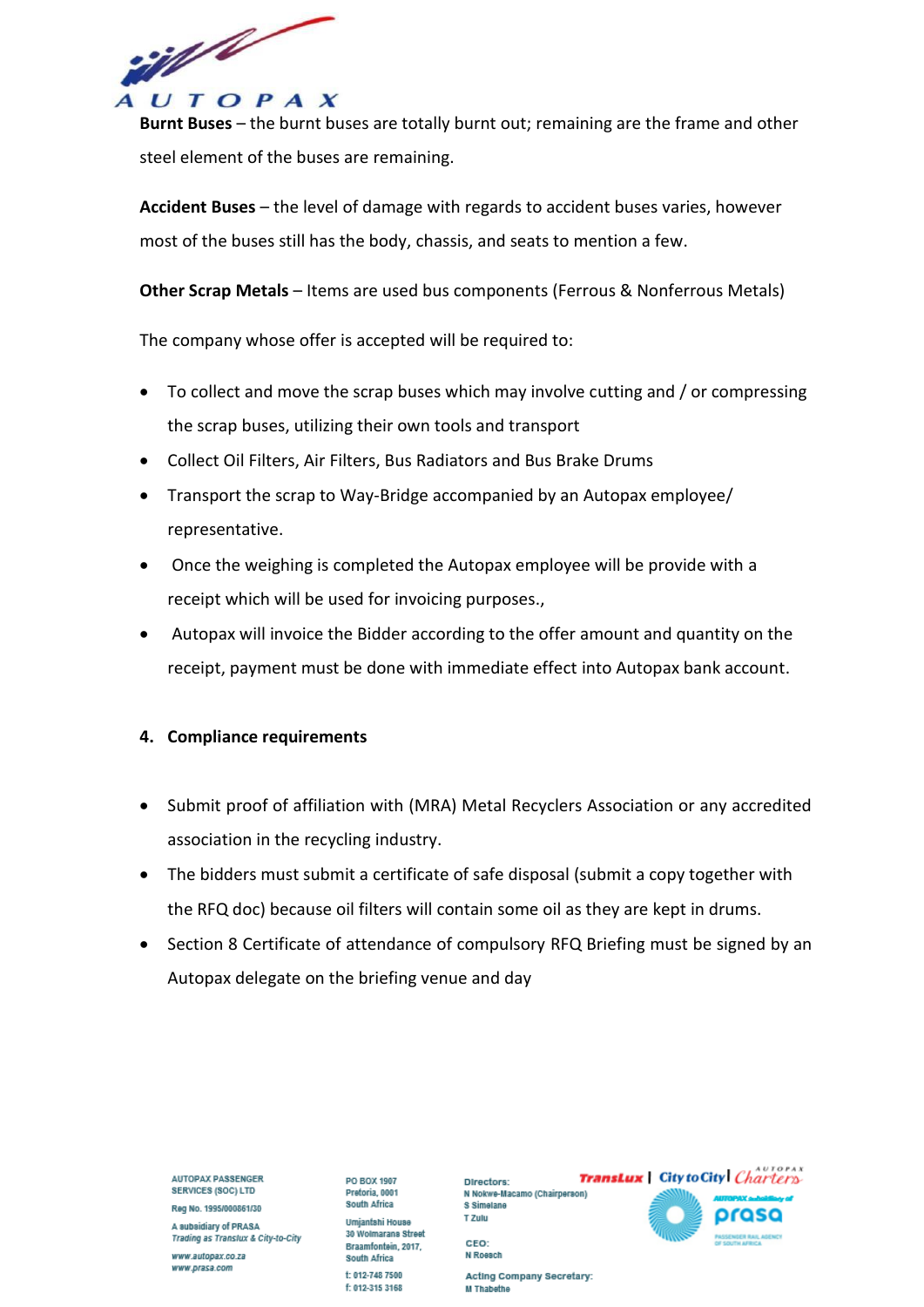**Burnt Buses** – the burnt buses are totally burnt out; remaining are the frame and other steel element of the buses are remaining.

**Accident Buses** – the level of damage with regards to accident buses varies, however most of the buses still has the body, chassis, and seats to mention a few.

**Other Scrap Metals** – Items are used bus components (Ferrous & Nonferrous Metals)

The company whose offer is accepted will be required to:

- To collect and move the scrap buses which may involve cutting and / or compressing the scrap buses, utilizing their own tools and transport
- Collect Oil Filters, Air Filters, Bus Radiators and Bus Brake Drums
- Transport the scrap to Way-Bridge accompanied by an Autopax employee/ representative.
- Once the weighing is completed the Autopax employee will be provide with a receipt which will be used for invoicing purposes.,
- Autopax will invoice the Bidder according to the offer amount and quantity on the receipt, payment must be done with immediate effect into Autopax bank account.

## 4. Compliance requirements

- Submit proof of affiliation with (MRA) Metal Recyclers Association or any accredited association in the recycling industry.
- The bidders must submit a certificate of safe disposal (submit a copy together with the RFQ doc) because oil filters will contain some oil as they are kept in drums.
- Section 8 Certificate of attendance of compulsory RFQ Briefing must be signed by an Autopax delegate on the briefing venue and day